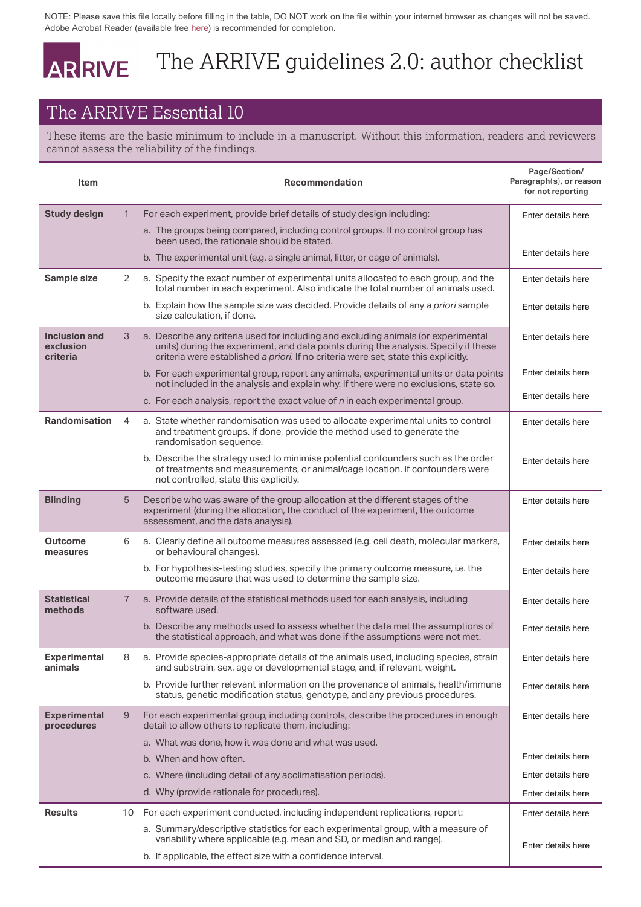NOTE: Please save this file locally before filling in the table, DO NOT work on the file within your internet browser as changes will not be saved. Adobe Acrobat Reader (available free here) is recommended for completion.

# ARRIVE The ARRIVE guidelines 2.0: author checklist

## The ARRIVE Essential 10

These items are the basic minimum to include in a manuscript. Without this information, readers and reviewers cannot assess the reliability of the findings.

| Item | | Recommendation | Page/Section/ Paragraph(s), or reason for not reporting |
|---|---|---|---|
| **Study design** | 1 | For each experiment, provide brief details of study design including:<br>a. The groups being compared, including control groups. If no control group has been used, the rationale should be stated. | Enter details here |
| | | b. The experimental unit (e.g. a single animal, litter, or cage of animals). | Enter details here |
| **Sample size** | 2 | a. Specify the exact number of experimental units allocated to each group, and the total number in each experiment. Also indicate the total number of animals used. | Enter details here |
| | | b. Explain how the sample size was decided. Provide details of any *a priori* sample size calculation, if done. | Enter details here |
| **Inclusion and exclusion criteria** | 3 | a. Describe any criteria used for including and excluding animals (or experimental units) during the experiment, and data points during the analysis. Specify if these criteria were established *a priori*. If no criteria were set, state this explicitly. | Enter details here |
| | | b. For each experimental group, report any animals, experimental units or data points not included in the analysis and explain why. If there were no exclusions, state so. | Enter details here |
| | | c. For each analysis, report the exact value of *n* in each experimental group. | Enter details here |
| **Randomisation** | 4 | a. State whether randomisation was used to allocate experimental units to control and treatment groups. If done, provide the method used to generate the randomisation sequence. | Enter details here |
| | | b. Describe the strategy used to minimise potential confounders such as the order of treatments and measurements, or animal/cage location. If confounders were not controlled, state this explicitly. | Enter details here |
| **Blinding** | 5 | Describe who was aware of the group allocation at the different stages of the experiment (during the allocation, the conduct of the experiment, the outcome assessment, and the data analysis). | Enter details here |
| **Outcome measures** | 6 | a. Clearly define all outcome measures assessed (e.g. cell death, molecular markers, or behavioural changes). | Enter details here |
| | | b. For hypothesis-testing studies, specify the primary outcome measure, i.e. the outcome measure that was used to determine the sample size. | Enter details here |
| **Statistical methods** | 7 | a. Provide details of the statistical methods used for each analysis, including software used. | Enter details here |
| | | b. Describe any methods used to assess whether the data met the assumptions of the statistical approach, and what was done if the assumptions were not met. | Enter details here |
| **Experimental animals** | 8 | a. Provide species-appropriate details of the animals used, including species, strain and substrain, sex, age or developmental stage, and, if relevant, weight. | Enter details here |
| | | b. Provide further relevant information on the provenance of animals, health/immune status, genetic modification status, genotype, and any previous procedures. | Enter details here |
| **Experimental procedures** | 9 | For each experimental group, including controls, describe the procedures in enough detail to allow others to replicate them, including:<br>a. What was done, how it was done and what was used. | Enter details here |
| | | b. When and how often. | Enter details here |
| | | c. Where (including detail of any acclimatisation periods). | Enter details here |
| | | d. Why (provide rationale for procedures). | Enter details here |
| **Results** | 10 | For each experiment conducted, including independent replications, report: | Enter details here |
| | | a. Summary/descriptive statistics for each experimental group, with a measure of variability where applicable (e.g. mean and SD, or median and range).<br>b. If applicable, the effect size with a confidence interval. | Enter details here |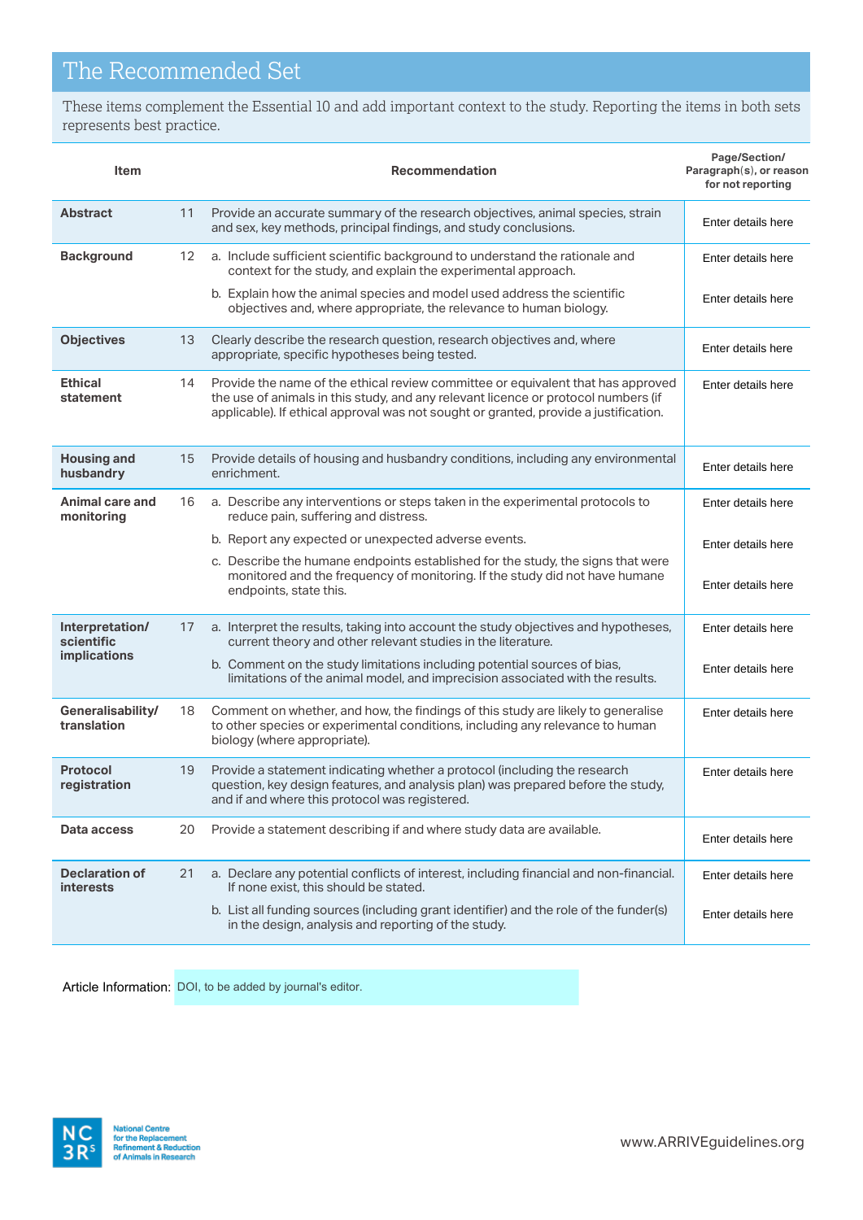## The Recommended Set

These items complement the Essential 10 and add important context to the study. Reporting the items in both sets represents best practice.

| Item | | Recommendation | Page/Section/ Paragraph(s), or reason for not reporting |
|---|---|---|---|
| **Abstract** | 11 | Provide an accurate summary of the research objectives, animal species, strain and sex, key methods, principal findings, and study conclusions. | Enter details here |
| **Background** | 12 | a. Include sufficient scientific background to understand the rationale and context for the study, and explain the experimental approach. | Enter details here |
| | | b. Explain how the animal species and model used address the scientific objectives and, where appropriate, the relevance to human biology. | Enter details here |
| **Objectives** | 13 | Clearly describe the research question, research objectives and, where appropriate, specific hypotheses being tested. | Enter details here |
| **Ethical statement** | 14 | Provide the name of the ethical review committee or equivalent that has approved the use of animals in this study, and any relevant licence or protocol numbers (if applicable). If ethical approval was not sought or granted, provide a justification. | Enter details here |
| **Housing and husbandry** | 15 | Provide details of housing and husbandry conditions, including any environmental enrichment. | Enter details here |
| **Animal care and monitoring** | 16 | a. Describe any interventions or steps taken in the experimental protocols to reduce pain, suffering and distress. | Enter details here |
| | | b. Report any expected or unexpected adverse events. | Enter details here |
| | | c. Describe the humane endpoints established for the study, the signs that were monitored and the frequency of monitoring. If the study did not have humane endpoints, state this. | Enter details here |
| **Interpretation/ scientific implications** | 17 | a. Interpret the results, taking into account the study objectives and hypotheses, current theory and other relevant studies in the literature. | Enter details here |
| | | b. Comment on the study limitations including potential sources of bias, limitations of the animal model, and imprecision associated with the results. | Enter details here |
| **Generalisability/ translation** | 18 | Comment on whether, and how, the findings of this study are likely to generalise to other species or experimental conditions, including any relevance to human biology (where appropriate). | Enter details here |
| **Protocol registration** | 19 | Provide a statement indicating whether a protocol (including the research question, key design features, and analysis plan) was prepared before the study, and if and where this protocol was registered. | Enter details here |
| **Data access** | 20 | Provide a statement describing if and where study data are available. | Enter details here |
| **Declaration of interests** | 21 | a. Declare any potential conflicts of interest, including financial and non-financial. If none exist, this should be stated. | Enter details here |
| | | b. List all funding sources (including grant identifier) and the role of the funder(s) in the design, analysis and reporting of the study. | Enter details here |

Article Information: DOI, to be added by journal's editor.

NC3Rs National Centre for the Replacement Refinement & Reduction of Animals in Research

www.ARRIVEguidelines.org